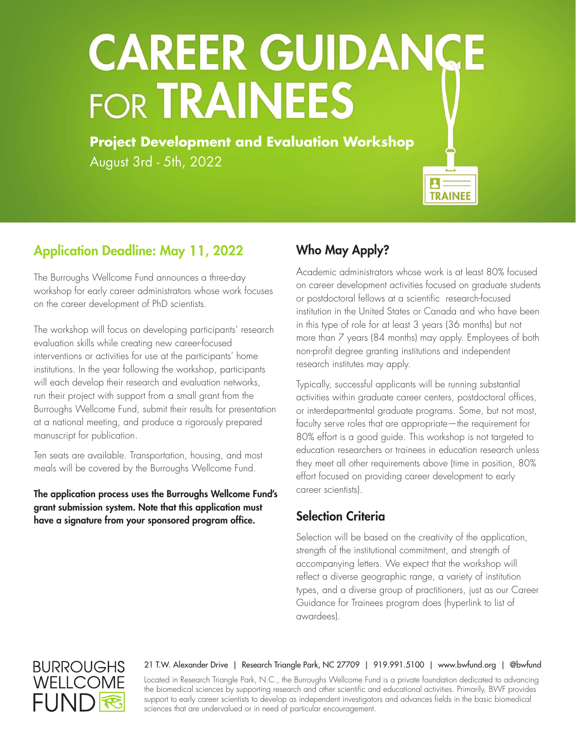# CAREER GUIDANCE FOR TRAINEES

**Project Development and Evaluation Workshop**

August 3rd - 5th, 2022

## Application Deadline: May 11, 2022

The Burroughs Wellcome Fund announces a three-day workshop for early career administrators whose work focuses on the career development of PhD scientists.

The workshop will focus on developing participants' research evaluation skills while creating new career-focused interventions or activities for use at the participants' home institutions. In the year following the workshop, participants will each develop their research and evaluation networks, run their project with support from a small grant from the Burroughs Wellcome Fund, submit their results for presentation at a national meeting, and produce a rigorously prepared manuscript for publication.

Ten seats are available. Transportation, housing, and most meals will be covered by the Burroughs Wellcome Fund.

**The application process uses the Burroughs Wellcome Fund's grant submission system. Note that this application must have a signature from your sponsored program office.**

## Who May Apply?

Academic administrators whose work is at least 80% focused on career development activities focused on graduate students or postdoctoral fellows at a scientific research-focused institution in the United States or Canada and who have been in this type of role for at least 3 years (36 months) but not more than 7 years (84 months) may apply. Employees of both non-profit degree granting institutions and independent research institutes may apply.

Typically, successful applicants will be running substantial activities within graduate career centers, postdoctoral offices, or interdepartmental graduate programs. Some, but not most, faculty serve roles that are appropriate—the requirement for 80% effort is a good guide. This workshop is not targeted to education researchers or trainees in education research unless they meet all other requirements above (time in position, 80% effort focused on providing career development to early career scientists).

## Selection Criteria

Selection will be based on the creativity of the application, strength of the institutional commitment, and strength of accompanying letters. We expect that the workshop will reflect a diverse geographic range, a variety of institution types, and a diverse group of practitioners, just as our Career Guidance for Trainees program does (hyperlink to list of awardees).

BURROUGHS WELLCOME FUND

21 T.W. Alexander Drive | Research Triangle Park, NC 27709 | 919.991.5100 | www.bwfund.org | @bwfund

Located in Research Triangle Park, N.C., the Burroughs Wellcome Fund is a private foundation dedicated to advancing the biomedical sciences by supporting research and other scientific and educational activities. Primarily, BWF provides support to early career scientists to develop as independent investigators and advances fields in the basic biomedical sciences that are undervalued or in need of particular encouragement.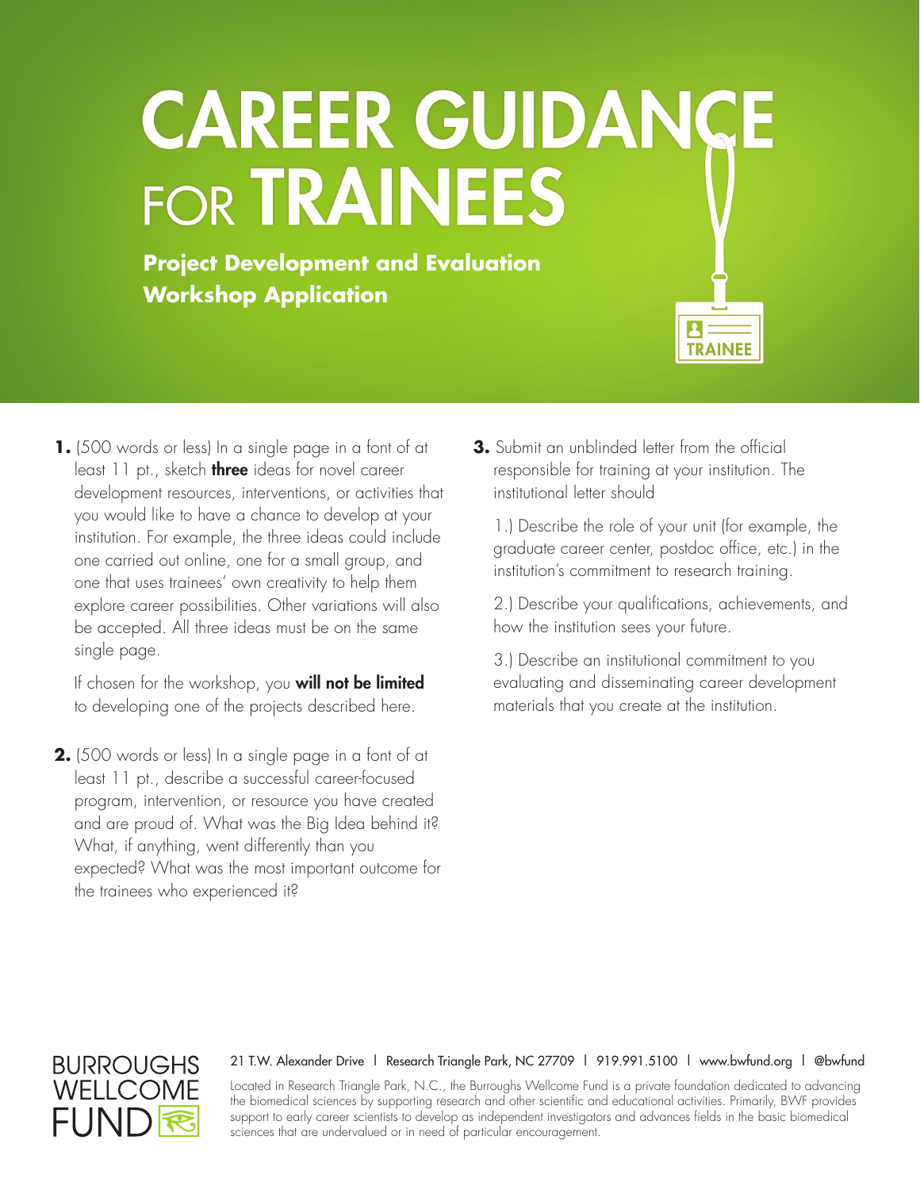# CAREER GUIDANCE FOR TRAINEES

**Project Development and Evaluation Workshop Application**

TRAINEE

**1.** (500 words or less) In a single page in a font of at least 11 pt., sketch **three** ideas for novel career development resources, interventions, or activities that you would like to have a chance to develop at your institution. For example, the three ideas could include one carried out online, one for a small group, and one that uses trainees' own creativity to help them explore career possibilities. Other variations will also be accepted. All three ideas must be on the same single page.

If chosen for the workshop, you **will not be limited** to developing one of the projects described here.

**2.** (500 words or less) In a single page in a font of at least 11 pt., describe a successful career-focused program, intervention, or resource you have created and are proud of. What was the Big Idea behind it? What, if anything, went differently than you expected? What was the most important outcome for the trainees who experienced it?

**3.** Submit an unblinded letter from the official responsible for training at your institution. The institutional letter should

1.) Describe the role of your unit (for example, the graduate career center, postdoc office, etc.) in the institution's commitment to research training.

2.) Describe your qualifications, achievements, and how the institution sees your future.

3.) Describe an institutional commitment to you evaluating and disseminating career development materials that you create at the institution.

BURROUGHS WELLCOME FUND

21 T.W. Alexander Drive | Research Triangle Park, NC 27709 | 919.991.5100 | www.bwfund.org | @bwfund

Located in Research Triangle Park, N.C., the Burroughs Wellcome Fund is a private foundation dedicated to advancing the biomedical sciences by supporting research and other scientific and educational activities. Primarily, BWF provides support to early career scientists to develop as independent investigators and advances fields in the basic biomedical sciences that are undervalued or in need of particular encouragement.